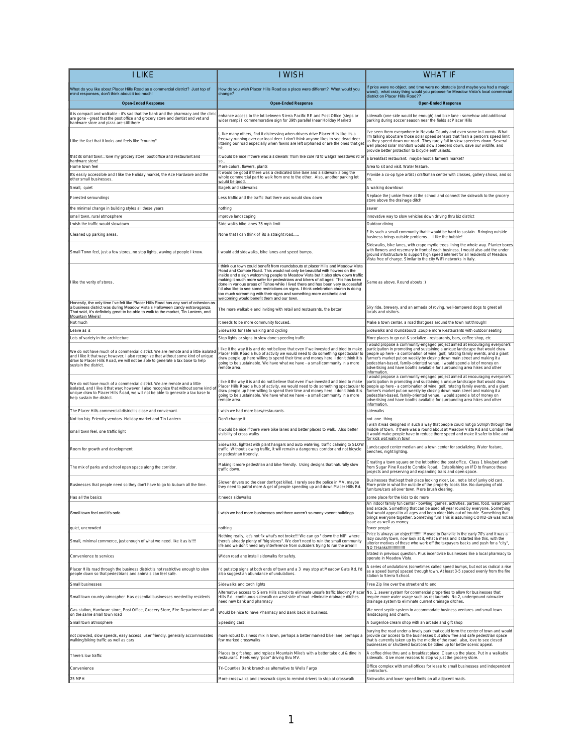| I LIKE | I WISH | WHAT IF |
|---|---|---|
| What do you like about Placer Hills Road as a commercial district? Just top of mind responses, don't think about it too much! | How do you wish Placer Hills Road as a place were different? What would you change? | If price were no object, and time were no obstacle (and maybe you had a magic wand), what crazy thing would you propose for Meadow Vista's local commercial district on Placer Hills Road?? |
| **Open-Ended Response** | **Open-Ended Response** | **Open-Ended Response** |
| it is compact and walkable - it's sad that the bank and the pharmacy and the clinic are gone - great that the post office and grocery store and dentist and vet and hardware store and pizza are still there | enhance access to the lot between Sierra Pacific RE and Post Office (steps or wider ramp?) commemorative sign for 39th parallel (near Holiday Market) | sidewalk (one side would be enough) and bike lane - somehow add additional parking during soccer season near the fields at Placer Hills |
| I like the fact that it looks and feels like "country" | I, like many others, find it distressing when drivers drive Placer Hills like it's a freeway running over our local deer. I don't think anyone likes to see dead deer littering our road especially when fawns are left orphaned or are the ones that get hit. | I've seen them everywhere in Nevada County and even some in Loomis. What I'm talking about are those solar speed sensors that flash a person's speed limit as they speed down our road. They rarely fail to slow speeders down. Several well placed solar monitors would slow speeders down, save our wildlife, and provide better protection to bicycle enthusiasts. |
| that its small town.. love my grocery store, post office and restaurant and hardware store! | it would be nice if there was a sidewalk from like cole rd to walgra meadows rd or so.. | a breakfast restaurant. maybe host a farmers market? |
| Home town feel | More colors, flowers, plants | Area to sit and visit. Water feature. |
| It's easily accessible and I like the Holiday market, the Ace Hardware and the other small businesses. | It would be good if there was a dedicated bike lane and a sidewalk along the whole commercial part to walk from one to the other. Also, another parking lot would be good. | Provide a co-op type artist / craftsman center with classes, gallery shows, and so on. |
| Small, quiet | Bagels and sidewalks | A walking downtown |
| Forested seroundings | Less traffic and the traffic that there was would slow down | Replace the Junkie fence at the school and connect the sidewalk to the grocery store above the drainage ditch |
| the minimal change in building styles all these years | nothing | sewer |
| small town, rural atmosphere | improve landscaping | innovative way to slow vehicles down driving thru biz district |
| I wish the traffic would slowdown | Side walks bike lanes 35 mph limit | Outdoor dining |
| Cleaned up parking areas. | None that I can think of its a straight road..... | ? its such a small community that it would be hard to sustain. Bringing outside business brings outside problems.....I like the bubble! |
| Small Town feel, just a few stores, no stop lights, waving at people I know. | I would add sidewalks, bike lanes and speed bumps. | Sidewalks, bike lanes, with crape myrtle trees lining the whole way. Planter boxes with flowers and rosemary in front of each business. I would also add the under ground infostructure to support high speed internet for all residents of Meadow Vista free of charge. Similar to the city WiFi networks in Italy. |
| I like the verity of stores. | I think our town could benefit from roundabouts at placer Hills and Meadow Vista Road and Combie Road. This would not only be beautiful with flowers on the inside and a sign welcoming people to Meadow Vista but it also slow down traffic making it much more safer for pedestrians and bikers of all ages! This has been done in various areas of Tahoe while I lived there and has been very successful! I'd also like to see some restrictions on signs. I think celebration church is doing too much screaming with their signs and something more aesthetic and welcoming would benefit them and our town. | Same as above. Round abouts :) |
| Honestly, the only time I've felt like Placer Hills Road has any sort of cohesion as a business district was during Meadow Vista's Halloween candy extravaganza. That said, it's definitely great to be able to walk to the market, Tin Lantern, and Mountain Mike's! | The more walkable and inviting with retail and restaurants, the better! | Sky ride, brewery, and an armada of roving, well-tempered dogs to greet all locals and visitors. |
| Not much | It needs to be more community focused. | Make a town center, a road that goes around the town not through! |
| Leave as is | Sidewalks for safe walking and cycling | Sidewalks and roundabouts .couple more Restaurants with outdoor seating |
| Lots of variety in the architecture | Stop lights or signs to slow done speeding traffic | More places to go eat & socialize - restaurants, bars, coffee shop, etc |
| We do not have much of a commercial district. We are remote and a little isolated and I like it that way; however, I also recognize that without some kind of unique draw to Placer Hills Road, we will not be able to generate a tax base to help sustain the district. | I like the way it is and do not believe that even if we invested and tried to make Placer Hills Road a hub of activity we would need to do something spectacular to draw people up here willing to spend their time and money here. I don't think it is going to be sustainable. We have what we have - a small community in a more remote area. | I would propose a community-engaged project aimed at encouraging everyone's participation in promoting and sustaining a unique landscape that would draw people up here - a combination of wine, golf, rotating family events, and a giant farmer's market put on weekly by closing down main street and making it a pedestrian-based, family-oriented venue. I would spend a lot of money on advertising and have booths available for surrounding area hikes and other information. |
| We do not have much of a commercial district. We are remote and a little isolated, and I like it that way; however, I also recognize that without some kind of unique draw to Placer Hills Road, we will not be able to generate a tax base to help sustain the district. | I like the way it is and do not believe that even if we invested and tried to make Placer Hills Road a hub of activity we would need to do something spectacular to draw people up here willing to spend their time and money here. I don't think it is going to be sustainable. We have what we have - a small community in a more remote area. | I would propose a community-engaged project aimed at encouraging everyone's participation in promoting and sustaining a unique landscape that would draw people up here - a combination of wine, golf, rotating family events, and a giant farmer's market put on weekly by closing down main street and making it a pedestrian-based, family-oriented venue. I would spend a lot of money on advertising and have booths available for surrounding area hikes and other information. |
| The Placer Hills commercial district is close and convienant. | I wish we had more bars/restaurants. | sidewalks |
| Not too big. Friendly vendors. Holiday market and Tin Lantern | Don't change it | not. one. thing. |
| small town feel, one traffic light | it would be nice if there were bike lanes and better places to walk. Also better visibility of cross walks | I wish it was designed in such a way that people could not go 50mph through the middle of town. if there was a round about at Meadow Vista Rd and Combie i feel it would make people have to reduce there speed and make it safer to bike and for kids wot walk in town |
| Room for growth and development. | Sidewalks, lightest with plant hangars and auto watering, traffic calming to SLOW traffic. Without slowing traffic, it will remain a dangerous corridor and not bicycle or pedestrian froendly. | Landscaped center median and a town center for socializing. Water feature, benches, night lighting. |
| The mix of parks and school open space along the corridor. | Making it more pedestrian and bike friendly. Using designs that naturally slow traffic down. | Creating a town square on the lot behind the post office. Class 1 bike/ped path from Sugar Pine Road to Combie Road. Establishing an IFD to finance these projects and preserving and expanding trails and open space. |
| Businesses that people need so they don't have to go to Auburn all the time. | Slower drivers so the deer don't get killed. I rarely see the police in MV, maybe they need to patrol more & get of people speeding up and down Placer Hills Rd. | Businesses that kept their place looking nicer, i.e., not a lot of junky old cars. More pride in what the outside of the property looks like. No dumping of old furniture/cars all over town. More brush clearing. |
| Has all the basics | it needs sidewalks | some place for the kids to do more |
| Small town feel and it's safe | I wish we had more businesses and there weren't so many vacant buildings | An indoor family fun center - bowling, games, activities, parties, food, water park and arcade. Something that can be used all year round by everyone. Something that would appeal to all ages and keep older kids out of trouble. Something that brings everyone together. Something fun! This is assuming COVID-19 was not an issue as well as money. |
| quiet, uncrowded | nothing | fewer people |
| Small, minimal commerce, just enough of what we need. like it as is!!!! | Nothing really, let's not fix what's not broke!!! We can go " down the hill" where there's already plenty of "big stores". We don't need to ruin the small community life and we don't need any interference from outsiders trying to run the area!!! | Price is always an object!!!!!!!!! Moved to Danville in the early 70's and it was a lazy country town, now look at it, what a mess and it started like this, with the ulterior motives of those who work off the taxpayers backs and push for a "city", NO THanks!!!!!!!!!!!!! |
| Convenience to services | Widen road ane install sidewalks for safety. | Stated in previous question. Plus incentivize businesses like a local pharmacy to operate in Meadow Vista. |
| Placer Hills road through the business district is not restrictive enough to slow people down so that pedestrians and animals can feel safe. | I'd put stop signs at both ends of town and a 3 way stop at Meadow Gate Rd. I'd also suggest an abundance of undulations. | A series of undulations (sometimes called speed bumps, but not as radical a rise as a speed bump) spaced through town. At least 3-5 spaced evenly from the fire station to Sierra School. |
| Small businesses | Sidewalks and torch lights | Free Zip line over the street end to end. |
| Small town country atmospher Has essential businesses needed by residents | Alternative access to Sierra Hills school to eliminate unsafe traffic blocking Placer Hills Rd. continuous sidewalk on west side of road eliminate drainage ditches need new bank and pharmacy | No. 1, sewer system for commercial properties to allow for businesses that require more water usage such as restaurants No. 2, underground rainwater drainage system to eliminate current drainage ditches. |
| Gas station, Hardware store, Post Office, Grocery Store, Fire Department are all on the same small town road | Would be nice to have Pharmacy and Bank back in business. | We need septic system to accommodate business ventures and small town landscaping and charm. |
| Small town atmosphere | Speeding cars | A burger/ice cream shop with an arcade and gift shop |
| not crowded, slow speeds, easy access, user friendly, generally accommodates walking/biking traffic as well as cars | more robust business mix in town, perhaps a better marked bike lane, perhaps a few marked crosswalks | burying the road under a lovely park that could form the center of town and would provide car access to the businesses but allow free and safe pedestrian space that is currently taken up by the middle of the road. also, love to see closed businesses or shuttered locations be tidied up for better scenic appeal. |
| There's low traffic | Places to gift shop, and replace Mountain Mike's with a better take out & dine in restaurant. Feels very "poor" driving thru MV. | A coffee drive thru and a breakfast place. Clean up the place. Put in a walkable sidewalk. Give more reasons to stop vs just the grocery store. |
| Convenience | Tri-Counties Bank branch as alternative to Wells Fargo | Office complex with small offices for lease to small businesses and independent contractors. |
| 25 MPH | More crosswalks and crosswalk signs to remind drivers to stop at crosswalk | Sidewalks and lower speed limits on all adjacent roads. |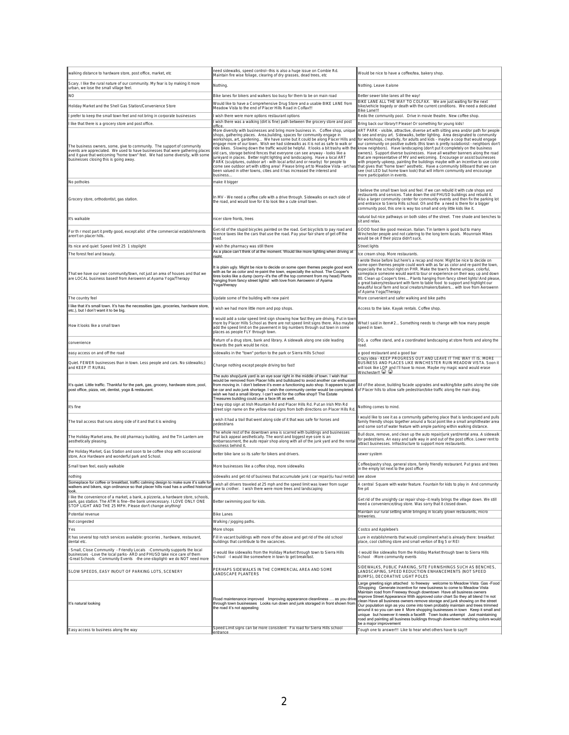| | | |
|---|---|---|
| walking distance to hardware store, post office, market, etc | need sidewalks, speed control--this is also a huge issue on Combie Rd. Maintain fire wise foliage, clearing of dry grasses, dead trees, etc | Would be nice to have a coffee/tea, bakery shop. |
| Scary. I like the rural nature of our community. My fear is by making it more urban, we lose the small village feel. | Nothing. | Nothing. Leave it alone |
| NO | Bike lanes for bikers and walkers too busy for them to be on main road | Better sewer bike lanes all the way! |
| Holiday Market and the Shell Gas Station/Convenience Store | Would like to have a Comprehensive Drug Store and a usable BIKE LANE from Meadow Vista to the end of Placer Hills Road in Colfax!!! | BIKE LANE ALL THE WAY TO COLFAX. We are just waiting for the next bike/vehicle tragedy or death with the current conditions. We need a dedicated Bike Lane!!! |
| I prefer to keep the small town feel and not bring in corporate businesses | I wish there were more options restaurant options | Redo the community pool. Drive in movie theatre. New coffee shop. |
| I like that there is a grocery store and post office. | I wish there was a walking (dirt is fine) path between the grocery store and post office. | Bring back our library!! Please! Or something for young kids! |
| The business owners, some, give to community. The support of community events are appreciated. We used to have businesses that were gathering places and it gave that welcoming "home town" feel. We had some diversity, with some businesses closing this is going away. | More diversity with businesses and bring more business in. Coffee shop, unique shops, gathering places. Area,building, spaces for community engage in workshops, art, gardening... We have some but it could be along Placer Hills and engage more of our town. Wish we had sidewalks as it is not as safe to walk or ride bikes. Slowing down the traffic would be helpful. It looks a bit trashy with the old cars, storage behind fences that everyone can see anyway - looks like a junkyard in places. Better night lighting and landscaping. Have a local ART PARK (sculptures, outdoor art - with local artist and or nearby) for people to come see outdoor art with sitting area! Please bring art to Meadow Vista - art has been valued in other towns, cities and it has increased the interest and business... | ART PARK - visible, attractive, diverse art with sitting area and/or path for people to see and enjoy art. Sidewalks, better lighting. Area designated to community for workshops, creativity, for adults and kids - maybe a coop that would engage our community on positive outlets (this town is pretty isolationist - neighbors don't know neighbors). Have landscaping (don't put it completely on the business owners). Support diverse businesses. Have all weather banners along the road that are representative of MV and welcoming. Encourage or assist businesses with property upkeep, painting the buildings maybe with an incentive to use color that gives that "home town" aesthetic. Have a community billboard that we can see (not LED but home town look) that will inform community and encourage more participation in events. |
| No potholes | make it bigger | |
| Grocery store, orthodontist, gas station. | In MV - We need a coffee cafe with a drive through. Sidewalks on each side of the road, and would love for it to look like a cute small town. | I believe the small town look and feel. If we can rebuild it with cute shops and restaurants and services. Take down the old PHUSD buildings and rebuild it. Also a larger community center for community events and then fix the parking lot and entrance to Sierra Hills school. Oh and the a need is there for a bigger community pool, this one is way too small and only little kids like it. |
| It's walkable | nicer store fronts, trees | natural but nice pathways on both sides of the street. Tree shade and benches to sit and relax. |
| For th r most part it pretty good, except allot of the commercial establishments aren't on placer hills. | Get rid of the stupid bicycles painted on the road. Get bicyclists to pay road and licence taxes like the cars that use the road. Pay your fair share of get off the road. | GOOD food like good mexican. Italian. Tin lantern is good but to many Winchester people and not catering to the long term locals. Mounrrain Mikes would be ok if their pizza didn't suck. |
| Its nice and quiet Speed limit 25 1 stoplight | I wish the pharmacy was still there | Street lights |
| The forest feel and beauty. | As a place can't think of at the moment. Would like more lighting when driving at night. | Ice cream shop. More restaurants. |
| That we have our own community/town, not just an area of houses and that we are LOCAL business based! from Aerowenn at Ayama Yoga/Therapy | It is plain ugly. Might be nice to decide on some open themes people good work with as far as color and re-paint the town, especially the school. The Cooper's tires looks like a dump (sorry--it's the off the top comment from my head) Plants hanging from fancy street lights! with love from Aerowenn of Ayama Yoga/therapy | I wrote these before but here's a recap and more: Might be nice to decide on some open themes people could work with as far as color and re-paint the town, especially the school right on PHR. Make the town's theme unique, colorful, someplace someone would want to tour or experience on their way up and down 80. Clean up Cooper's tires... Plants hanging from fancy street lights! And please, a great bakery/restaurant with farm to table food to support and highlight our beautiful local farm and local creators/makers/bakers... with love from Aerowenn of Ayama Yoga/Therapy |
| The country feel | Update some of the building with new paint | More convenient and safer walking and bike paths |
| I like that it's small town. It's has the necessities (gas, groceries, hardware store, etc.), but I don't want it to be big. | I wish we had more little mom and pop shops. | Access to the lake. Kayak rentals. Coffee shop. |
| How it looks like a small town | I would add a solar speed limit sign showing how fast they are driving. Put in town more by Placer Hills School as there are not speed limit signs there. Also maybe add the speed limit on the pavement in big numbers through out town in some places as people FLY through town. | What I said in item#2... Something needs to change with how many people speed in town. |
| convenience | Return of a drug store, bank and library. A sidewalk along one side leading towards the park would be nice. | DQ, a coffee stand, and a coordinated landscaping at store fronts and along the road. |
| easy access on and off the road | sidewalks in the "town" portion to the park or Sierra Hills School | a good restaurant and a good bar |
| Quiet. FEWER businesses than in town. Less people and cars. No sidewalks;) and KEEP IT RURAL | Change nothing except people driving too fast! | Crazy idea - KEEP PROGRESS OUT AND LEAVE IT THE WAY IT IS. MORE BUSINESS AND PLACES LIKE WINCHESTER RUIN MEADOW VISTA. Soon it will look like LOP and I'll have to move. Maybe my magic wand would erase Winchester!! 😀 😀 |
| It's quiet. Little traffic. Thankful for the park, gas, grocery, hardware store, pool, post office, pizza, vet, dentist, yoga & restaurant. | The auto shop/junk yard is an eye soar right in the middle of town. I wish that would be removed from Placer hills and bulldozed to avoid another car enthusiast from moving in. I don't believe it's even a functioning auto shop. It appears to just be car and auto junk shortage. I wish the community center would be completed. I wish we had a small library. I can't wait for the coffee shop!! The Estate Treasures building could use a face lift as well. | All of the above, building facade upgrades and walking/bike paths along the side of Placer hills to allow safe pedestrian/bike traffic along the main drag. |
| It's fine | 3 way stop sign at Irish Mountain Rd and Placer Hills Rd. Put an Irish Mtn Rd street sign name on the yellow road signs from both directions on Placer Hills Rd. | Nothing comes to mind. |
| The trail access that runs along side of it and that it is winding | I wish it had a trail that went along side of it that was safe for horses and pedestrians | I would like to see it as a community gathering place that is landscaped and pulls family friendly shops together around a focal point like a small amphitheater area and some sort of water feature with ample parking within walking distance. |
| The Holiday Market area, the old pharmacy building, and the Tin Lantern are aesthetically pleasing. | The whole rest of the downtown area is scarred with buildings and businesses that lack appeal aesthetically. The worst and biggest eye sore is an embarrassment, the auto repair shop along with all of the junk yard and the rental business behind it. | Bull doze, remove, and clean up the auto repair/junk yard/rental area. A sidewalk for pedestrians. An easy and safe way in and out of the post office. Lower rent to attract businesses. Infrastructure to support more restaurants. |
| the Holiday Market, Gas Station and soon to be coffee shop with occasional store, Ace Hardware and wonderful park and School. | better bike lane so its safer for bikers and drivers. | sewer system |
| Small town feel, easily walkable | More businesses like a coffee shop, more sidewalks | Coffee/pastry shop, general store, family friendly restaurant. Put grass and trees in the empty lot next to the post office |
| nothing | sidewalks and get rid of business that accumulate junk ( car repair)(u haul rental) | see above |
| Someplace for coffee or breakfast, traffic calming design to make sure it's safe for walkers and bikers, sign ordinance so that placer hills road has a unified historical look. | I wish all drivers traveled at 25 mph and the speed limit was lower from sugar pine to crother. I wish there were more trees and landscaping | A central Square with water feature. Fountain for kids to play in And community fire pit |
| I like the convenience of a market, a bank, a pizzeria, a hardware store, schools, park, gas station. The ATM is fine--the bank unnecessary. I LOVE ONLY ONE STOP LIGHT AND THE 25 MPH. Please don't change anything! | Better swimming pool for kids. | Get rid of the unsightly car repair shop--it really brings the village down. We still need a convenience/drug store. Was sorry that it closed down. |
| Potential revenue | Bike Lanes | Maintain our rural setting while bringing in locally grown restaurants, micro breweries. |
| Not congested | Walking / jogging paths. | |
| Yes | More shops | Costco and Applebee's |
| It has several top notch services available: groceries , hardware, restaurant, dental etc. | Fill in vacant buildings with more of the above and get rid of the old school buildings that contribute to the vacancies. | Lure in establishments that would compliment what is already there: breakfast place, cool clothing store and small vertion of Big 5 or REI |
| - Small, Close Community - Friendly Locals -Community supports the local businesses -Love the local parks- ARD and PHUSD take nice care of them -Great Schools -Community Events -the one-stoplight- we do NOT need more | -I would like sidewalks from the Holiday Market through town to Sierra Hills School -I would like somewhere in town to get breakfast. | -I would like sidewalks from the Holiday Market through town to Sierra Hills School -More community events |
| SLOW SPEEDS, EASY IN/OUT OF PARKING LOTS, SCENERY | PERHAPS SIDEWALKS IN THE COMMERCIAL AREA AND SOME LANDSCAPE PLANTERS | SIDEWALKS, PUBLIC PARKING, SITE FURNISHINGS SUCH AS BENCHES, LANDSCAPING, SPEED REDUCTION ENHANCEMENTS (NOT SPEED BUMPS), DECORATIVE LIGHT POLES |
| It's natural looking | Road maintenance improved Improving appearance cleanliness .... as you drive through town businesses Looks run down and junk storaged in front shown from the road it's not appealing | Large greeting sign attached to freeway welcome to Meadow Vista Gas -Food /Shopping Generate incentive for new businesses to come to Meadow Vista Maintain road from Freeway though downtown Have all business owners improve Street Appearance With approved color chart So they all blend I'm not clean Have all business owners remove storage and junk showing on the street Our population sign as you come into town probably maintain and trees trimmed around it so you can see it More shopping businesses in town Keep it small and unique but however it needs a facelift Town looks unkempt Just maintaining road and painting all business buildings through downtown matching colors would be a major improvement |
| Easy access to business along the way | Speed Limit signs can be more consistent Fix road for Sierra Hills school entrance | Tough one to answer!!! Like to hear whet others have to say!!! |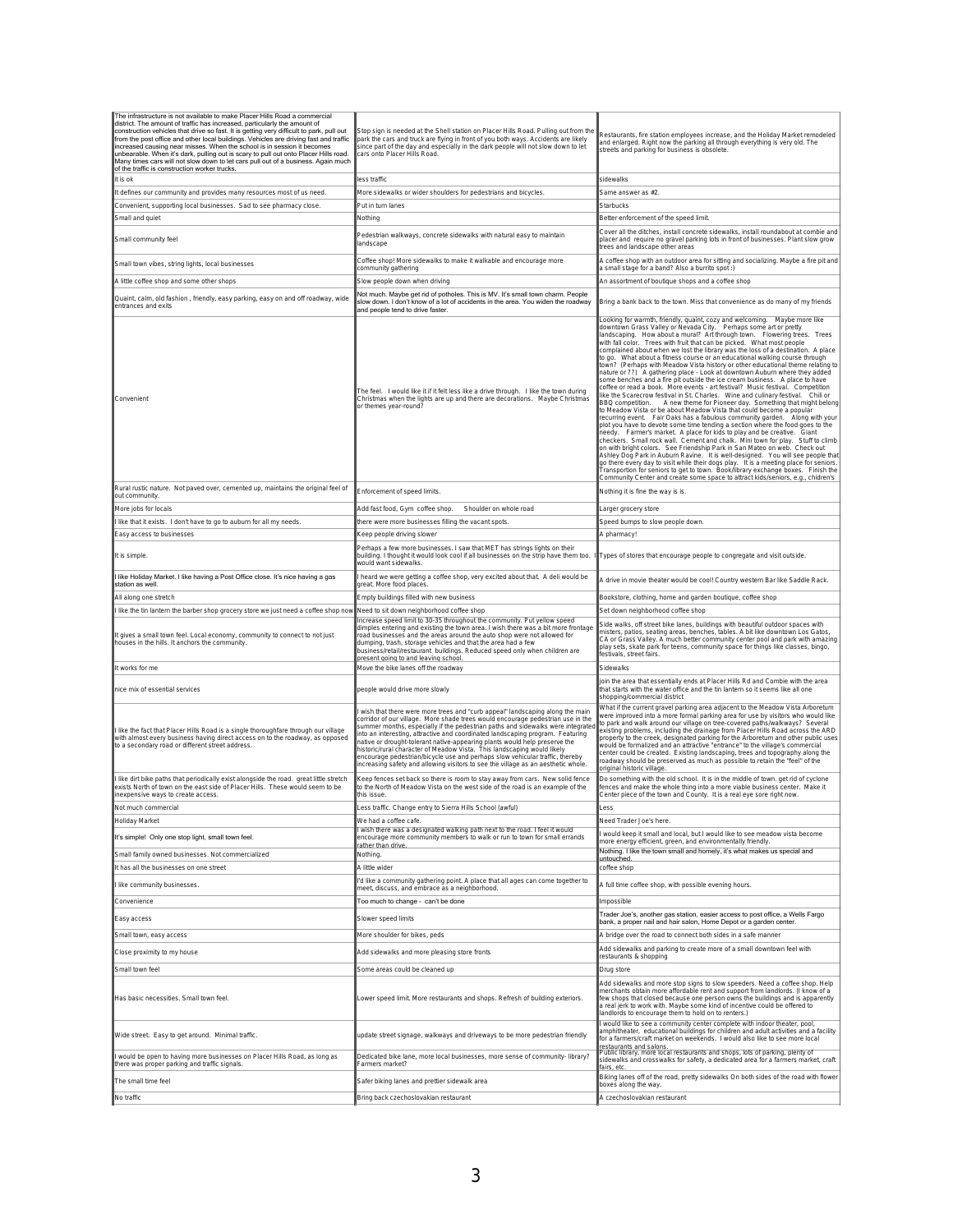| | | |
|---|---|---|
| The infrastructure is not available to make Placer Hills Road a commercial district. The amount of traffic has increased, particularly the amount of construction vehicles that drive so fast. It is getting very difficult to park, pull out from the post office and other local buildings. Vehicles are driving fast and traffic increased causing near misses. When the school is in session it becomes unbearable. When it's dark, pulling out is scary to pull out onto Placer Hills road. Many times cars will not slow down to let cars pull out of a business. Again much of the traffic is construction worker trucks. | Stop sign is needed at the Shell station on Placer Hills Road. Pulling out from the park the cars and truck are flying in front of you both ways. Accidents are likely since part of the day and especially in the dark people will not slow down to let cars onto Placer Hills Road. | Restaurants, fire station employees increase, and the Holiday Market remodeled and enlarged. Right now the parking all through everything is very old. The streets and parking for business is obsolete. |
| it is ok | less traffic | sidewalks |
| It defines our community and provides many resources most of us need. | More sidewalks or wider shoulders for pedestrians and bicycles. | Same answer as #2. |
| Convenient, supporting local businesses. Sad to see pharmacy close. | Put in turn lanes | Starbucks |
| Small and quiet | Nothing | Better enforcement of the speed limit. |
| Small community feel | Pedestrian walkways, concrete sidewalks with natural easy to maintain landscape | Cover all the ditches, install concrete sidewalks, install roundabout at combie and placer and require no gravel parking lots in front of businesses. Plant slow grow trees and landscape other areas |
| Small town vibes, string lights, local businesses | Coffee shop! More sidewalks to make it walkable and encourage more community gathering | A coffee shop with an outdoor area for sitting and socializing. Maybe a fire pit and a small stage for a band? Also a burrito spot :) |
| A little coffee shop and some other shops | Slow people down when driving | An assortment of boutique shops and a coffee shop |
| Quaint, calm, old fashion , friendly, easy parking, easy on and off roadway, wide entrances and exits | Not much. Maybe get rid of potholes. This is MV. It's small town charm. People slow down. I don't know of a lot of accidents in the area. You widen the roadway and people tend to drive faster. | Bring a bank back to the town. Miss that convenience as do many of my friends |
| Convenient | The feel. I would like it if it felt less like a drive through. I like the town during Christmas when the lights are up and there are decorations. Maybe Christmas or themes year-round? | Looking for warmth, friendly, quaint, cozy and welcoming. Maybe more like downtown Grass Valley or Nevada City. Perhaps some art or pretty landscaping. How about a mural? Art through town. Flowering trees. Trees with fall color. Trees with fruit that can be picked. What most people complained about when we lost the library was the loss of a destination. A place to go. What about a fitness course or an educational walking course through town? (Perhaps with Meadow Vista history or other educational theme relating to nature or ??) A gathering place - Look at downtown Auburn where they added some benches and a fire pit outside the ice cream business. A place to have coffee or read a book. More events - art festival? Music festival. Competition like the Scarecrow festival in St. Charles. Wine and culinary festival. Chili or BBQ competition. A new theme for Pioneer day. Something that might belong to Meadow Vista or be about Meadow Vista that could become a popular recurring event. Fair Oaks has a fabulous community garden. Along with your plot you have to devote some time tending a section where the food goes to the needy. Farmer's market. A place for kids to play and be creative. Giant checkers. Small rock wall. Cement and chalk. Mini town for play. Stuff to climb on with bright colors. See Friendship Park in San Mateo on web. Check out Ashley Dog Park in Auburn Ravine. It is well-designed. You will see people that go there every day to visit while their dogs play. It is a meeting place for seniors. Transportion for seniors to get to town. Book/library exchange boxes. Finish the Community Center and create some space to attract kids/seniors, e.g., chidren's |
| Rural rustic nature. Not paved over, cemented up, maintains the original feel of out community. | Enforcement of speed limits. | Nothing it is fine the way is is. |
| More jobs for locals | Add fast food, Gym coffee shop. Shoulder on whole road | Larger grocery store |
| I like that it exists. I don't have to go to auburn for all my needs. | there were more businesses filling the vacant spots. | Speed bumps to slow people down. |
| Easy access to businesses | Keep people driving slower | A pharmacy! |
| It is simple. | Perhaps a few more businesses. I saw that MET has strings lights on their building. I thought it would look cool if all businesses on the strip have them too. I would want sidewalks. | Types of stores that encourage people to congregate and visit outside. |
| I like Holiday Market. I like having a Post Office close. It's nice having a gas station as well. | I heard we were getting a coffee shop, very excited about that. A deli would be great. More food places. | A drive in movie theater would be cool! Country western Bar like Saddle Rack. |
| All along one stretch | Empty buildings filled with new business | Bookstore, clothing, home and garden boutique, coffee shop |
| I like the tin lantern the barber shop grocery store we just need a coffee shop now | Need to sit down neighborhood coffee shop | Set down neighborhood coffee shop |
| It gives a small town feel. Local economy, community to connect to not just houses in the hills. It anchors the community. | Increase speed limit to 30-35 throughout the community. Put yellow speed dimples entering and existing the town area. I wish there was a bit more frontage road businesses and the areas around the auto shop were not allowed for dumping, trash, storage vehicles and that the area had a few business/retail/restaurant buildings. Reduced speed only when children are present going to and leaving school. | Side walks, off street bike lanes, buildings with beautiful outdoor spaces with misters, patios, seating areas, benches, tables. A bit like downtown Los Gatos, CA or Grass Valley. A much better community center pool and park with amazing play sets, skate park for teens, community space for things like classes, bingo, festivals, street fairs. |
| It works for me | Move the bike lanes off the roadway | Sidewalks |
| nice mix of essential services | people would drive more slowly | join the area that essentially ends at Placer Hills Rd and Combie with the area that starts with the water office and the tin lantern so it seems like all one shopping/commercial district |
| I like the fact that Placer Hills Road is a single thoroughfare through our village with almost every business having direct access on to the roadway, as opposed to a secondary road or different street address. | I wish that there were more trees and "curb appeal" landscaping along the main corridor of our village. More shade trees would encourage pedestrian use in the summer months, especially if the pedestrian paths and sidewalks were integrated into an interesting, attractive and coordinated landscaping program. Featuring native or drought-tolerant native-appearing plants would help preserve the historic/rural character of Meadow Vista. This landscaping would likely encourage pedestrian/bicycle use and perhaps slow vehicular traffic, thereby increasing safety and allowing visitors to see the village as an aesthetic whole. | What if the current gravel parking area adjacent to the Meadow Vista Arboretum were improved into a more formal parking area for use by visitors who would like to park and walk around our village on tree-covered paths/walkways? Several existing problems, including the drainage from Placer Hills Road across the ARD property to the creek, designated parking for the Arboretum and other public uses would be formalized and an attractive "entrance" to the village's commercial center could be created. Existing landscaping, trees and topography along the roadway should be preserved as much as possible to retain the "feel" of the original historic village. |
| I like dirt bike paths that periodically exist alongside the road. great little stretch exists North of town on the east side of Placer Hills. These would seem to be inexpensive ways to create access. | Keep fences set back so there is room to stay away from cars. New solid fence to the North of Meadow Vista on the west side of the road is an example of the this issue. | Do something with the old school. It is in the middle of town. get rid of cyclone fences and make the whole thing into a more viable business center. Make it Center piece of the town and County. It is a real eye sore right now. |
| Not much commercial | Less traffic. Change entry to Sierra Hills School (awful) | Less |
| Holiday Market | We had a coffee cafe. | Need Trader Joe's here. |
| It's simple! Only one stop light, small town feel. | I wish there was a designated walking path next to the road. I feel it would encourage more community members to walk or run to town for small errands rather than drive. | I would keep it small and local, but I would like to see meadow vista become more energy efficient, green, and environmentally friendly. |
| Small family owned businesses. Not commercialized | Nothing. | Nothing. I like the town small and homely, it's what makes us special and untouched. |
| It has all the businesses on one street | A little wider | coffee shop |
| I like community businesses. | I'd like a community gathering point. A place that all ages can come together to meet, discuss, and embrace as a neighborhood. | A full time coffee shop, with possible evening hours. |
| Convenience | Too much to change - can't be done | Impossible |
| Easy access | Slower speed limits | Trader Joe's, another gas station, easier access to post office, a Wells Fargo bank, a proper nail and hair salon, Home Depot or a garden center. |
| Small town, easy access | More shoulder for bikes, peds | A bridge over the road to connect both sides in a safe manner |
| Close proximity to my house | Add sidewalks and more pleasing store fronts | Add sidewalks and parking to create more of a small downtown feel with restaurants & shopping |
| Small town feel | Some areas could be cleaned up | Drug store |
| Has basic necessities. Small town feel. | Lower speed limit. More restaurants and shops. Refresh of building exteriors. | Add sidewalks and more stop signs to slow speeders. Need a coffee shop. Help merchants obtain more affordable rent and support from landlords. (I know of a few shops that closed because one person owns the buildings and is apparently a real jerk to work with. Maybe some kind of incentive could be offered to landlords to encourage them to hold on to renters.) |
| Wide street. Easy to get around. Minimal traffic. | update street signage, walkways and driveways to be more pedestrian friendly | I would like to see a community center complete with indoor theater, pool, amphitheater, educational buildings for children and adult activities and a facility for a farmers/craft market on weekends. I would also like to see more local restaurants and salons. |
| I would be open to having more businesses on Placer Hills Road, as long as there was proper parking and traffic signals. | Dedicated bike lane, more local businesses, more sense of community- library? Farmers market? | Public library, more local restaurants and shops, lots of parking, plenty of sidewalks and crosswalks for safety, a dedicated area for a farmers market, craft fairs, etc. |
| The small time feel | Safer biking lanes and prettier sidewalk area | Biking lanes off of the road, pretty sidewalks On both sides of the road with flower boxes along the way. |
| No traffic | Bring back czechoslovakian restaurant | A czechoslovakian restaurant |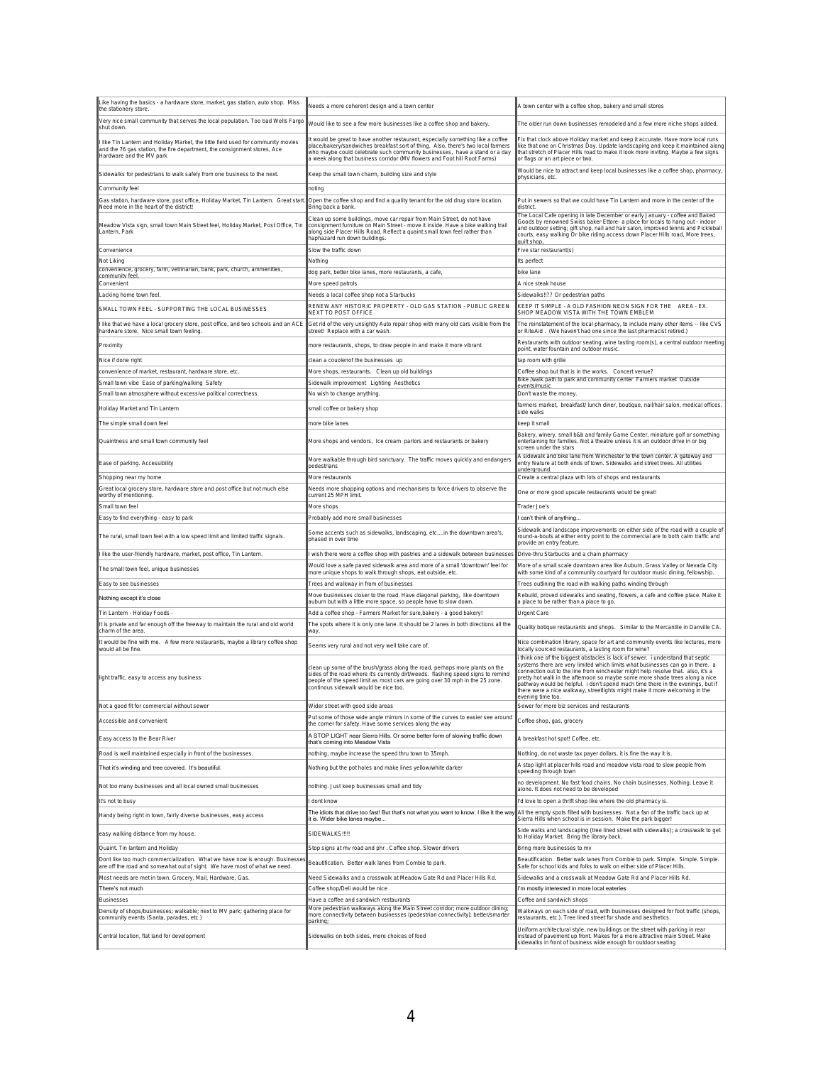| | | |
|---|---|---|
| Like having the basics - a hardware store, market, gas station, auto shop. Miss the stationery store. | Needs a more coherent design and a town center | A town center with a coffee shop, bakery and small stores |
| Very nice small community that serves the local population. Too bad Wells Fargo shut down. | Would like to see a few more businesses like a coffee shop and bakery. | The older run down businesses remodeled and a few more niche shops added. |
| I like Tin Lantern and Holiday Market, the little field used for community movies and the 76 gas station, the fire department, the consignment stores, Ace Hardware and the MV park | It would be great to have another restaurant, especially something like a coffee place/bakery/sandwiches breakfast sort of thing. Also, there's two local farmers who maybe could celebrate such community businesses, have a stand or a day a week along that business corridor (MV flowers and Foot hill Root Farms) | Fix that clock above Holiday market and keep it accurate. Have more local runs like that one on Christmas Day. Update landscaping and keep it maintained along that stretch of Placer Hills road to make it look more inviting. Maybe a few signs or flags or an art piece or two. |
| Sidewalks for pedestrians to walk safely from one business to the next. | Keep the small town charm, building size and style | Would be nice to attract and keep local businesses like a coffee shop, pharmacy, physicians, etc. |
| Community feel | noting | |
| Gas station, hardware store, post office, Holiday Market, Tin Lantern. Great start. Need more in the heart of the district! | Open the coffee shop and find a quality tenant for the old drug store location. Bring back a bank. | Put in sewers so that we could have Tin Lantern and more in the center of the district. |
| Meadow Vista sign, small town Main Street feel, Holiday Market, Post Office, Tin Lantern, Park | Clean up some buildings, move car repair from Main Street, do not have consignment furniture on Main Street - move it inside. Have a bike walking trail along side Placer Hills Road. Reflect a quaint small town feel rather than haphazard run down buildings. | The Local Cafe opening in late December or early January - coffee and Baked Goods by renowned Swiss baker Ettore- a place for locals to hang out - indoor and outdoor setting; gift shop, nail and hair salon, improved tennis and Pickleball courts, easy walking Or bike riding access down Placer Hills road, More trees, quilt shop, |
| Convenience | Slow the traffic down | Five star restaurant(s) |
| Not Liking | Nothing | Its perfect |
| convenience, grocery, farm, vetrinarian, bank, park, church, ammenities, community feel | dog park, better bike lanes, more restaurants, a cafe, | bike lane |
| Convenient | More speed patrols | A nice steak house |
| Lacking home town feel. | Needs a local coffee shop not a Starbucks | Sidewalks!!?? Or pedestrian paths |
| SMALL TOWN FEEL - SUPPORTING THE LOCAL BUSINESSES | RENEW ANY HISTORIC PROPERTY - OLD GAS STATION - PUBLIC GREEN NEXT TO POST OFFICE | KEEP IT SIMPLE - A OLD FASHION NEON SIGN FOR THE AREA - EX. SHOP MEADOW VISTA WITH THE TOWN EMBLEM |
| I like that we have a local grocery store, post office, and two schools and an ACE hardware store. Nice small town feeling. | Get rid of the very unsightly Auto repair shop with many old cars visible from the street! Replace with a car wash. | The reinstatement of the local pharmacy, to include many other items -- like CVS or RiteAid . (We haven't had one since the last pharmacist retired.) |
| Proximity | more restaurants, shops, to draw people in and make it more vibrant | Restaurants with outdoor seating, wine tasting room(s), a central outdoor meeting point, water fountain and outdoor music. |
| Nice if done right | clean a couolenof the businesses up | tap room with grille |
| convenience of market, restaurant, hardware store, etc. | More shops, restaurants. Clean up old buildings | Coffee shop but that is in the works. Concert venue? |
| Small town vibe Ease of parking/walking Safety | Sidewalk improvement Lighting Aesthetics | Bike /walk path to park and community center Farmers market Outside events/music |
| Small town atmosphere without excessive political correctness. | No wish to change anything. | Don't waste the money. |
| Holiday Market and Tin Lantern | small coffee or bakery shop | farmers market, breakfast/ lunch diner, boutique, nail/hair salon, medical offices. side walks |
| The simple small down feel | more bike lanes | keep it small |
| Quaintness and small town community feel | More shops and vendors, Ice cream parlors and restaurants or bakery | Bakery, winery, small b&b and family Game Center, miniature golf or something entertaining for families. Not a theatre unless it is an outdoor drive in or big screen under the stars |
| Ease of parking. Accessibility | More walkable through bird sanctuary. The traffic moves quickly and endangers pedestrians | A sidewalk and bike lane from Winchester to the town center. A gateway and entry feature at both ends of town. Sidewalks and street trees. All utilities underground. |
| Shopping near my home | More restaurants | Create a central plaza with lots of shops and restaurants |
| Great local grocery store, hardware store and post office but not much else worthy of mentioning. | Needs more shopping options and mechanisms to force drivers to observe the current 25 MPH limit. | One or more good upscale restaurants would be great! |
| Small town feel | More shops | Trader Joe's |
| Easy to find everything - easy to park | Probably add more small businesses | I can't think of anything... |
| The rural, small town feel with a low speed limit and limited traffic signals. | Some accents such as sidewalks, landscaping, etc....in the downtown area's, phased in over time | Sidewalk and landscape improvements on either side of the road with a couple of round-a-bouts at either entry point to the commercial are to both calm traffic and provide an entry feature. |
| I like the user-friendly hardware, market, post office, Tin Lantern. | I wish there were a coffee shop with pastries and a sidewalk between businesses | Drive-thru Starbucks and a chain pharmacy |
| The small town feel, unique businesses | Would love a safe paved sidewalk area and more of a small 'downtown' feel for more unique shops to walk through shops, eat outside, etc. | More of a small scale downtown area like Auburn, Grass Valley or Nevada City with some kind of a community courtyard for outdoor music dining, fellowship. |
| Easy to see businesses | Trees and walkway in from of businesses | Trees outlining the road with walking paths winding through |
| Nothing except it's close | Move businesses closer to the road. Have diagonal parking, like downtown auburn but with a little more space, so people have to slow down. | Rebuild, proved sidewalks and seating, flowers, a cafe and coffee place. Make it a place to be rather than a place to go. |
| Tin Lantern - Holiday Foods - | Add a coffee shop - Farmers Market for sure,bakery - a good bakery! | Urgent Care |
| It is private and far enough off the freeway to maintain the rural and old world charm of the area. | The spots where it is only one lane. It should be 2 lanes in both directions all the way. | Quality botique restaurants and shops. Similar to the Mercantile in Danville CA. |
| It would be fine with me. A few more restaurants, maybe a library coffee shop would all be fine. | Seems very rural and not very well take care of. | Nice combination library, space for art and community events like lectures, more locally sourced restaurants, a tasting room for wine? |
| light traffic, easy to access any business | clean up some of the brush/grass along the road, perhaps more plants on the sides of the road where it's currently dirt/weeds. flashing speed signs to remind people of the speed limit as most cars are going over 30 mph in the 25 zone. continous sidewalk would be nice too. | I think one of the biggest obstacles is lack of sewer. i understand that septic systems there are very limited which limits what businesses can go in there. a connection out to the line from winchester might help resolve that. also, it's a pretty hot walk in the afternoon so maybe some more shade trees along a nice pathway would be helpful. i don't spend much time there in the evenings, but if there were a nice walkway, streetlights might make it more welcoming in the evening time too. |
| Not a good fit for commercial without sewer | Wider street with good side areas | Sewer for more biz services and restaurants |
| Accessible and convenient | Put some of those wide angle mirrors in some of the curves to easier see around the corner for safety. Have some services along the way | Coffee shop, gas, grocery |
| Easy access to the Bear River | A STOP LIGHT near Sierra Hills. Or some better form of slowing traffic down that's coming into Meadow Vista | A breakfast hot spot! Coffee, etc. |
| Road is well maintained especially in front of the businesses. | nothing, maybe increase the speed thru town to 35mph. | Nothing, do not waste tax payer dollars, it is fine the way it is. |
| That it's winding and tree covered. It's beautiful. | Nothing but the pot holes and make lines yellow/white darker | A stop light at placer hills road and meadow vista road to slow people from speeding through town |
| Not too many businesses and all local owned small businesses | nothing. Just keep businesses small and tidy | no development. No fast food chains. No chain businesses. Nothing. Leave it alone. It does not need to be developed |
| It's not to busy | I dont know | I'd love to open a thrift shop like where the old pharmacy is. |
| Handy being right in town, fairly diverse businesses, easy access | The idiots that drive too fast! But that's not what you want to know. I like it the way it is. Wider bike lanes maybe... | All the empty spots filled with businesses. Not a fan of the traffic back up at Sierra Hills when school is in session. Make the park bigger! |
| easy walking distance from my house. | SIDEWALKS!!!!! | Side walks and landscaping (tree lined street with sidewalks); a crosswalk to get to Holiday Market. Bring the library back. |
| Quaint. Tin lantern and Holiday | Stop signs at mv road and phr . Coffee shop. Slower drivers | Bring more businesses to mv |
| Dont like too much commercialization. What we have now is enough. Businesses are off the road and somewhat out of sight. We have most of what we need. | Beautification. Better walk lanes from Combie to park. | Beautification. Better walk lanes from Combie to park. Simple. Simple. Simple. Safe for school kids and folks to walk on either side of Placer Hills. |
| Most needs are met in town. Grocery, Mail, Hardware, Gas. | Need Sidewalks and a crosswalk at Meadow Gate Rd and Placer Hills Rd. | Sidewalks and a crosswalk at Meadow Gate Rd and Placer Hills Rd. |
| There's not much | Coffee shop/Deli would be nice | I'm mostly interested in more local eateries |
| Businesses | Have a coffee and sandwich restaurants | Coffee and sandwich shops |
| Density of shops/businesses; walkable; next to MV park; gathering place for community events (Santa, parades, etc.) | More pedestrian walkways along the Main Street corridor; more outdoor dining; more connectivity between businesses (pedestrian connectivity); better/smarter parking; | Walkways on each side of road, with businesses designed for foot traffic (shops, restaurants, etc.). Tree lined street for shade and aesthetics. |
| Central location, flat land for development | Sidewalks on both sides, more choices of food | Uniform architectural style, new buildings on the street with parking in rear instead of pavement up front. Makes for a more attractive main Street. Make sidewalks in front of business wide enough for outdoor seating |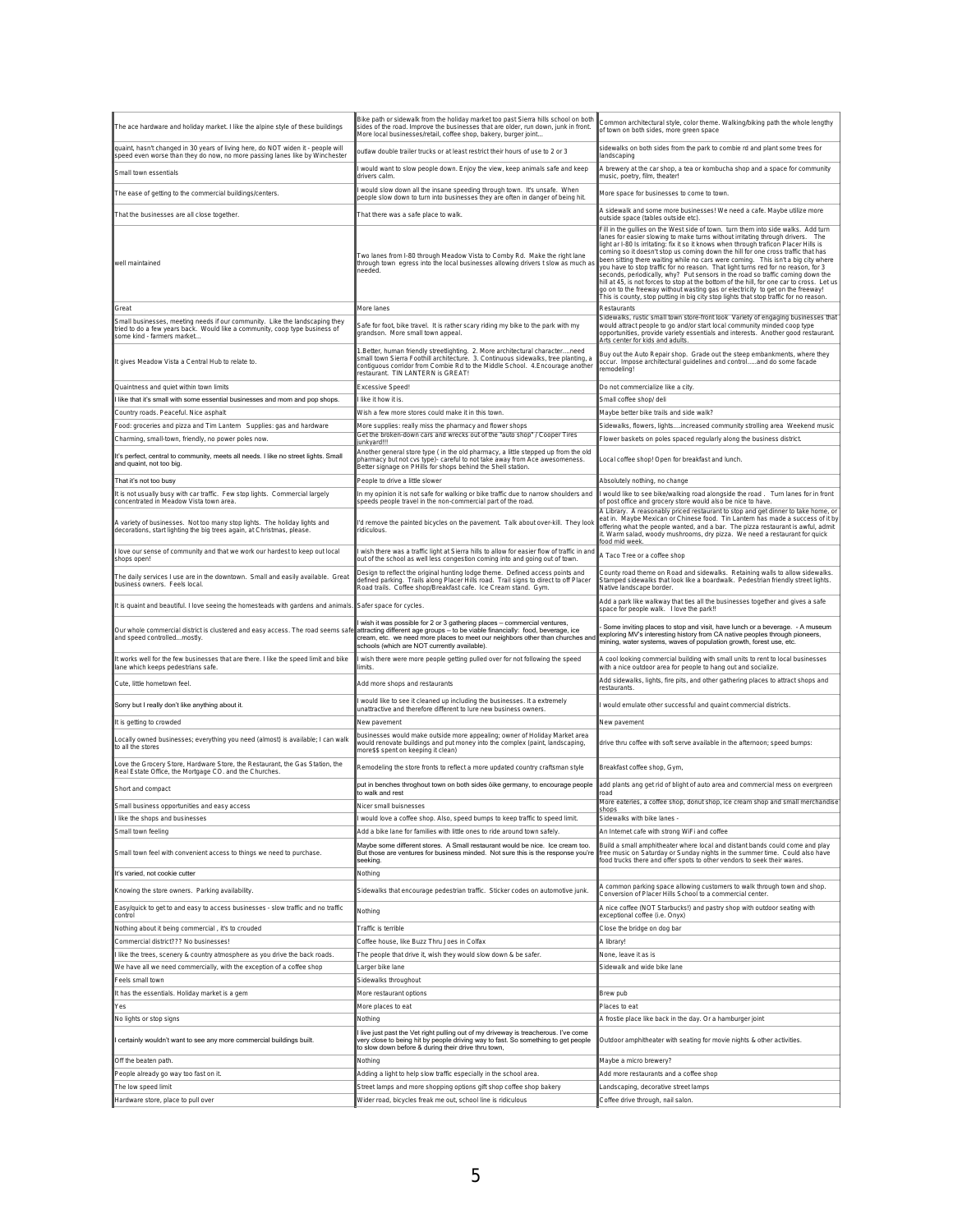| | | |
|---|---|---|
| The ace hardware and holiday market. I like the alpine style of these buildings | Bike path or sidewalk from the holiday market too past Sierra hills school on both sides of the road. Improve the businesses that are older, run down, junk in front. More local businesses/retail, coffee shop, bakery, burger joint... | Common architectural style, color theme. Walking/biking path the whole lengthy of town on both sides, more green space |
| quaint, hasn't changed in 30 years of living here, do NOT widen it - people will speed even worse than they do now, no more passing lanes like by Winchester | outlaw double trailer trucks or at least restrict their hours of use to 2 or 3 | sidewalks on both sides from the park to combie rd and plant some trees for landscaping |
| Small town essentials | I would want to slow people down. Enjoy the view, keep animals safe and keep drivers calm. | A brewery at the car shop, a tea or kombucha shop and a space for community music, poetry, film, theater! |
| The ease of getting to the commercial buildings/centers. | I would slow down all the insane speeding through town. It's unsafe. When people slow down to turn into businesses they are often in danger of being hit. | More space for businesses to come to town. |
| That the businesses are all close together. | That there was a safe place to walk. | A sidewalk and some more businesses! We need a cafe. Maybe utilize more outside space (tables outside etc). |
| well maintained | Two lanes from I-80 through Meadow Vista to Comby Rd. Make the right lane through town egress into the local businesses allowing drivers t slow as much as needed. | Fill in the gullies on the West side of town. turn them into side walks. Add turn lanes for easier slowing to make turns without irritating through drivers. The light ar I-80 Is irritating: fix it so it knows when through traficon Placer Hills is coming so it doesn't stop us coming down the hill for one cross traffic that has been sitting there waiting while no cars were coming. This isn't a big city where you have to stop traffic for no reason. That light turns red for no reason, for 3 seconds, periodically, why? Put sensors in the road so traffic coming down the hill at 45, is not forces to stop at the bottom of the hill, for one car to cross. Let us go on to the freeway without wasting gas or electricity to get on the freeway! This is county, stop putting in big city stop lights that stop traffic for no reason. |
| Great | More lanes | Restaurants |
| Small businesses, meeting needs if our community. Like the landscaping they tried to do a few years back. Would like a community, coop type business of some kind - farmers market... | Safe for foot, bike travel. It is rather scary riding my bike to the park with my grandson. More small town appeal. | Sidewalks, rustic small town store-front look Variety of engaging businesses that would attract people to go and/or start local community minded coop type opportunities, provide variety essentials and interests. Another good restaurant. Arts center for kids and adults. |
| It gives Meadow Vista a Central Hub to relate to. | 1.Better, human friendly streetlighting. 2. More architectural character....need small town Sierra Foothill architecture. 3. Continuous sidewalks, tree planting, a contiguous corridor from Combie Rd to the Middle School. 4.Encourage another restaurant. TIN LANTERN is GREAT! | Buy out the Auto Repair shop. Grade out the steep embankments, where they occur. Impose architectural guidelines and control.....and do some facade remodeling! |
| Quaintness and quiet within town limits | Excessive Speed! | Do not commercialize like a city. |
| I like that it's small with some essential businesses and mom and pop shops. | I like it how it is. | Small coffee shop/ deli |
| Country roads. Peaceful. Nice asphalt | Wish a few more stores could make it in this town. | Maybe better bike trails and side walk? |
| Food: groceries and pizza and Tim Lantern Supplies: gas and hardware | More supplies: really miss the pharmacy and flower shops | Sidewalks, flowers, lights....increased community strolling area Weekend music |
| Charming, small-town, friendly, no power poles now. | Get the broken-down cars and wrecks out of the "auto shop" / Cooper Tires junkyard!!! | Flower baskets on poles spaced regularly along the business district. |
| It's perfect, central to community, meets all needs. I like no street lights. Small and quaint, not too big. | Another general store type ( in the old pharmacy, a little stepped up from the old pharmacy but not cvs type)- careful to not take away from Ace awesomeness. Better signage on PHills for shops behind the Shell station. | Local coffee shop! Open for breakfast and lunch. |
| That it's not too busy | People to drive a little slower | Absolutely nothing, no change |
| It is not usually busy with car traffic. Few stop lights. Commercial largely concentrated in Meadow Vista town area. | In my opinion it is not safe for walking or bike traffic due to narrow shoulders and speeds people travel in the non-commercial part of the road. | I would like to see bike/walking road alongside the road . Turn lanes for in front of post office and grocery store would also be nice to have. |
| A variety of businesses. Not too many stop lights. The holiday lights and decorations, start lighting the big trees again, at Christmas, please. | I'd remove the painted bicycles on the pavement. Talk about over-kill. They look ridiculous. | A Library. A reasonably priced restaurant to stop and get dinner to take home, or eat in. Maybe Mexican or Chinese food. Tin Lantern has made a success of it by offering what the people wanted, and a bar. The pizza restaurant is awful, admit it. Warm salad, woody mushrooms, dry pizza. We need a restaurant for quick food mid week. |
| I love our sense of community and that we work our hardest to keep out local shops open! | I wish there was a traffic light at Sierra hills to allow for easier flow of traffic in and out of the school as well less congestion coming into and going out of town. | A Taco Tree or a coffee shop |
| The daily services I use are in the downtown. Small and easily available. Great business owners. Feels local. | Design to reflect the original hunting lodge theme. Defined access points and defined parking. Trails along Placer Hills road. Trail signs to direct to off Placer Road trails. Coffee shop/Breakfast cafe. Ice Cream stand. Gym. | County road theme on Road and sidewalks. Retaining walls to allow sidewalks. Stamped sidewalks that look like a boardwalk. Pedestrian friendly street lights. Native landscape border. |
| It is quaint and beautiful. I love seeing the homesteads with gardens and animals. | Safer space for cycles. | Add a park like walkway that ties all the businesses together and gives a safe space for people walk. I love the park!! |
| Our whole commercial district is clustered and easy access. The road seems safe and speed controlled...mostly. | I wish it was possible for 2 or 3 gathering places -- commercial ventures, attracting different age groups -- to be viable financially: food, beverage, ice cream, etc. we need more places to meet our neighbors other than churches and schools (which are NOT currently available). | - Some inviting places to stop and visit, have lunch or a beverage. - A museum exploring MV's interesting history from CA native peoples through pioneers, mining, water systems, waves of population growth, forest use, etc. |
| It works well for the few businesses that are there. I like the speed limit and bike lane which keeps pedestrians safe. | I wish there were more people getting pulled over for not following the speed limits. | A cool looking commercial building with small units to rent to local businesses with a nice outdoor area for people to hang out and socialize. |
| Cute, little hometown feel. | Add more shops and restaurants | Add sidewalks, lights, fire pits, and other gathering places to attract shops and restaurants. |
| Sorry but I really don't like anything about it. | I would like to see it cleaned up including the businesses. It a extremely unattractive and therefore different to lure new business owners. | I would emulate other successful and quaint commercial districts. |
| It is getting to crowded | New pavement | New pavement |
| Locally owned businesses; everything you need (almost) is available; I can walk to all the stores | businesses would make outside more appealing; owner of Holiday Market area would renovate buildings and put money into the complex (paint, landscaping, more$$ spent on keeping it clean) | drive thru coffee with soft serve available in the afternoon; speed bumps: |
| Love the Grocery Store, Hardware Store, the Restaurant, the Gas Station, the Real Estate Office, the Mortgage CO. and the Churches. | Remodeling the store fronts to reflect a more updated country craftsman style | Breakfast coffee shop, Gym, |
| Short and compact | put in benches throghout town on both sides õike germany, to encourage people to walk and rest | add plants ang get rid of blight of auto area and commercial mess on evergreen road |
| Small business opportunities and easy access | Nicer small buisnesses | More eateries, a coffee shop, donut shop, ice cream shop and small merchandise shops |
| I like the shops and businesses | I would love a coffee shop. Also, speed bumps to keep traffic to speed limit. | Sidewalks with bike lanes - |
| Small town feeling | Add a bike lane for families with little ones to ride around town safely. | An Internet cafe with strong WiFi and coffee |
| Small town feel with convenient access to things we need to purchase. | Maybe some different stores. A Small restaurant would be nice. Ice cream too. But those are ventures for business minded. Not sure this is the response you're seeking. | Build a small amphitheater where local and distant bands could come and play free music on Saturday or Sunday nights in the summer time. Could also have food trucks there and offer spots to other vendors to seek their wares. |
| It's varied, not cookie cutter | Nothing | |
| Knowing the store owners. Parking availability. | Sidewalks that encourage pedestrian traffic. Sticker codes on automotive junk. | A common parking space allowing customers to walk through town and shop. Conversion of Placer Hills School to a commercial center. |
| Easy/quick to get to and easy to access businesses - slow traffic and no traffic control | Nothing | A nice coffee (NOT Starbucks!) and pastry shop with outdoor seating with exceptional coffee (i.e. Onyx) |
| Nothing about it being commercial , it's to crouded | Traffic is terrible | Close the bridge on dog bar |
| Commercial district??? No businesses! | Coffee house, like Buzz Thru Joes in Colfax | A library! |
| I like the trees, scenery & country atmosphere as you drive the back roads. | The people that drive it, wish they would slow down & be safer. | None, leave it as is |
| We have all we need commercially, with the exception of a coffee shop | Larger bike lane | Sidewalk and wide bike lane |
| Feels small town | Sidewalks throughout | |
| It has the essentials. Holiday market is a gem | More restaurant options | Brew pub |
| Yes | More places to eat | Places to eat |
| No lights or stop signs | Nothing | A frostie place like back in the day. Or a hamburger joint |
| I certainly wouldn't want to see any more commercial buildings built. | I live just past the Vet right pulling out of my driveway is treacherous. I've come very close to being hit by people driving way to fast. So something to get people to slow down before & during their drive thru town, | Outdoor amphitheater with seating for movie nights & other activities. |
| Off the beaten path. | Nothing | Maybe a micro brewery? |
| People already go way too fast on it. | Adding a light to help slow traffic especially in the school area. | Add more restaurants and a coffee shop |
| The low speed limit | Street lamps and more shopping options gift shop coffee shop bakery | Landscaping, decorative street lamps |
| Hardware store, place to pull over | Wider road, bicycles freak me out, school line is ridiculous | Coffee drive through, nail salon. |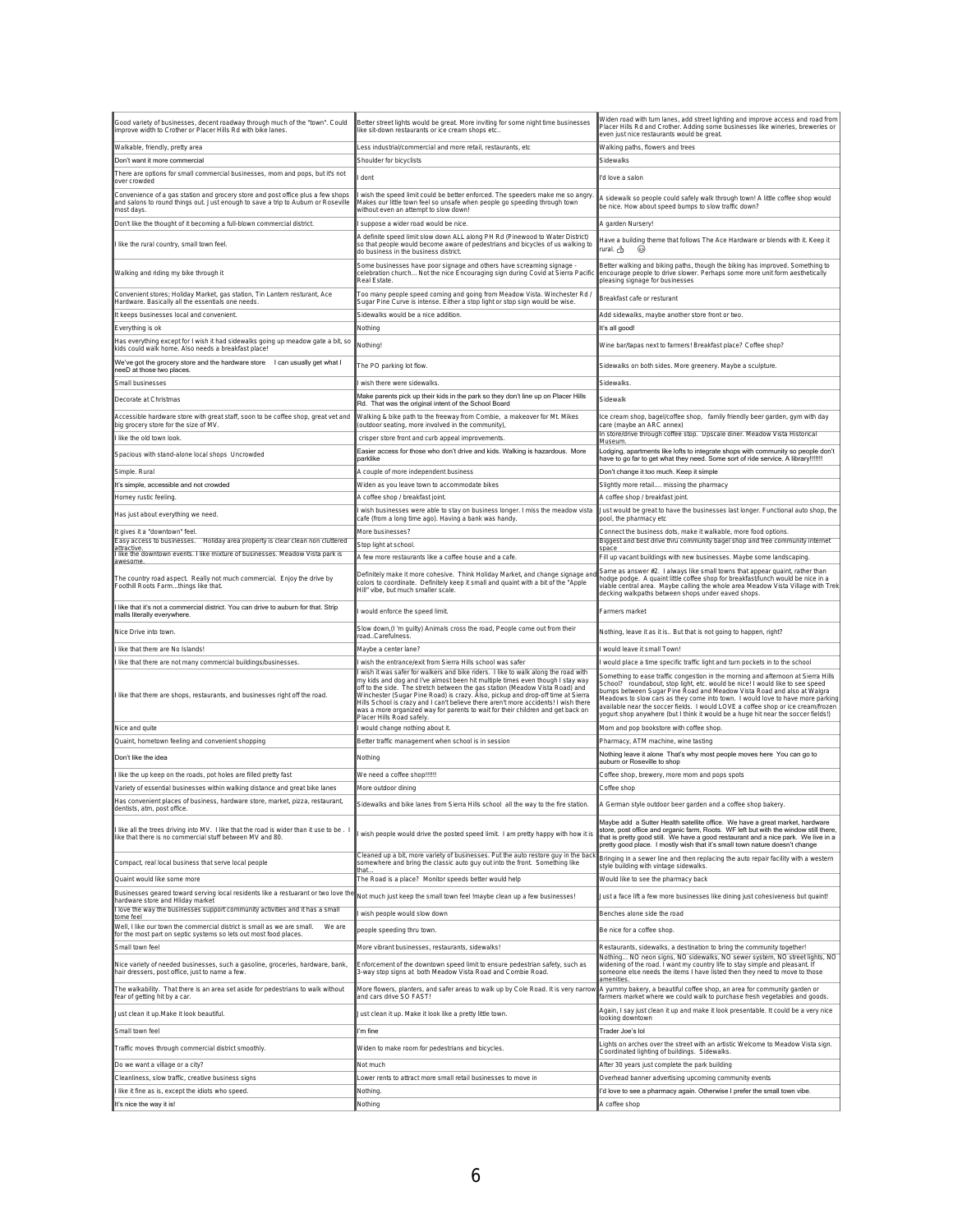| | | |
|---|---|---|
| Good variety of businesses, decent roadway through much of the "town". Could improve width to Crother or Placer Hills Rd with bike lanes. | Better street lights would be great. More inviting for some night time businesses like sit-down restaurants or ice cream shops etc.. | Widen road with turn lanes, add street lighting and improve access and road from Placer Hills Rd and Crother. Adding some businesses like wineries, breweries or even just nice restaurants would be great. |
| Walkable, friendly, pretty area | Less industrial/commercial and more retail, restaurants, etc | Walking paths, flowers and trees |
| Don't want it more commercial | Shoulder for bicyclists | Sidewalks |
| There are options for small commercial businesses, mom and pops, but it's not over crowded | I dont | I'd love a salon |
| Convenience of a gas station and grocery store and post office plus a few shops and salons to round things out. Just enough to save a trip to Auburn or Roseville most days. | I wish the speed limit could be better enforced. The speeders make me so angry. Makes our little town feel so unsafe when people go speeding through town without even an attempt to slow down! | A sidewalk so people could safely walk through town! A little coffee shop would be nice. How about speed bumps to slow traffic down? |
| Don't like the thought of it becoming a full-blown commercial district. | I suppose a wider road would be nice. | A garden Nursery! |
| I like the rural country, small town feel. | A definite speed limit slow down ALL along PH Rd (Pinewood to Water District) so that people would become aware of pedestrians and bicycles of us walking to do business in the business district. | Have a building theme that follows The Ace Hardware or blends with it. Keep it rural. 👍 😊 |
| Walking and riding my bike through it | Some businesses have poor signage and others have screaming signage - celebration church... Not the nice Encouraging sign during Covid at Sierra Pacific Real Estate. | Better walking and biking paths, though the biking has improved. Something to encourage people to drive slower. Perhaps some more unit form aesthetically pleasing signage for businesses |
| Convenient stores; Holiday Market, gas station, Tin Lantern resturant, Ace Hardware. Basically all the essentials one needs. | Too many people speed coming and going from Meadow Vista. Winchester Rd / Sugar Pine Curve is intense. Either a stop light or stop sign would be wise. | Breakfast cafe or resturant |
| It keeps businesses local and convenient. | Sidewalks would be a nice addition. | Add sidewalks, maybe another store front or two. |
| Everything is ok | Nothing | It's all good! |
| Has everything except for I wish it had sidewalks going up meadow gate a bit, so kids could walk home. Also needs a breakfast place! | Nothing! | Wine bar/tapas next to farmers! Breakfast place? Coffee shop? |
| We've got the grocery store and the hardware store I can usually get what I neeD at those two places. | The PO parking lot flow. | Sidewalks on both sides. More greenery. Maybe a sculpture. |
| Small businesses | I wish there were sidewalks. | Sidewalks. |
| Decorate at Christmas | Make parents pick up their kids in the park so they don't line up on Placer Hills Rd. That was the original intent of the School Board | Sidewalk |
| Accessible hardware store with great staff, soon to be coffee shop, great vet and big grocery store for the size of MV. | Walking & bike path to the freeway from Combie, a makeover for Mt. Mikes (outdoor seating, more involved in the community), | Ice cream shop, bagel/coffee shop, family friendly beer garden, gym with day care (maybe an ARC annex) |
| I like the old town look. | crisper store front and curb appeal improvements. | In store/drive through coffee stop. Upscale diner. Meadow Vista Historical Museum. |
| Spacious with stand-alone local shops Uncrowded | Easier access for those who don't drive and kids. Walking is hazardous. More parklike | Lodging, apartments like lofts to integrate shops with community so people don't have to go far to get what they need. Some sort of ride service. A library!!!!!!! |
| Simple. Rural | A couple of more independent business | Don't change it too much. Keep it simple |
| It's simple, accessible and not crowded | Widen as you leave town to accommodate bikes | Slightly more retail.... missing the pharmacy |
| Homey rustic feeling. | A coffee shop / breakfast joint. | A coffee shop / breakfast joint. |
| Has just about everything we need. | I wish businesses were able to stay on business longer. I miss the meadow vista cafe (from a long time ago). Having a bank was handy. | Just would be great to have the businesses last longer. Functional auto shop, the pool, the pharmacy etc |
| It gives it a "downtown" feel. | More businesses? | Connect the business dots, make it walkable, more food options. |
| Easy access to businesses. Holiday area property is clear clean non cluttered attractive. | Stop light at school. | Biggest and best drive thru community bagel shop and free community internet space |
| I like the downtown events. I like mixture of businesses. Meadow Vista park is awesome. | A few more restaurants like a coffee house and a cafe. | Fill up vacant buildings with new businesses. Maybe some landscaping. |
| The country road aspect. Really not much commercial. Enjoy the drive by Foothill Roots Farm...things like that. | Definitely make it more cohesive. Think Holiday Market, and change signage and colors to coordinate. Definitely keep it small and quaint with a bit of the "Apple Hill" vibe, but much smaller scale. | Same as answer #2. I always like small towns that appear quaint, rather than hodge podge. A quaint little coffee shop for breakfast/lunch would be nice in a viable central area. Maybe calling the whole area Meadow Vista Village with Trek decking walkpaths between shops under eaved shops. |
| I like that it's not a commercial district. You can drive to auburn for that. Strip malls literally everywhere. | I would enforce the speed limit. | Farmers market |
| Nice Drive into town. | Slow down,(I 'm guilty) Animals cross the road, People come out from their road..Carefulness. | Nothing, leave it as it is.. But that is not going to happen, right? |
| I like that there are No Islands! | Maybe a center lane? | I would leave it small Town! |
| I like that there are not many commercial buildings/businesses. | I wish the entrance/exit from Sierra Hills school was safer | I would place a time specific traffic light and turn pockets in to the school |
| I like that there are shops, restaurants, and businesses right off the road. | I wish it was safer for walkers and bike riders. I like to walk along the road with my kids and dog and I've almost been hit multiple times even though I stay way off to the side. The stretch between the gas station (Meadow Vista Road) and Winchester (Sugar Pine Road) is crazy. Also, pickup and drop-off time at Sierra Hills School is crazy and I can't believe there aren't more accidents! I wish there was a more organized way for parents to wait for their children and get back on Placer Hills Road safely. | Something to ease traffic congestion in the morning and afternoon at Sierra Hills School? roundabout, stop light, etc. would be nice! I would like to see speed bumps between Sugar Pine Road and Meadow Vista Road and also at Walgra Meadows to slow cars as they come into town. I would love to have more parking available near the soccer fields. I would LOVE a coffee shop or ice cream/frozen yogurt shop anywhere (but I think it would be a huge hit near the soccer fields!) |
| Nice and quite | I would change nothing about it. | Mom and pop bookstore with coffee shop. |
| Quaint, hometown feeling and convenient shopping | Better traffic management when school is in session | Pharmacy, ATM machine, wine tasting |
| Don't like the idea | Nothing | Nothing leave it alone That's why most people moves here You can go to auburn or Roseville to shop |
| I like the up keep on the roads, pot holes are filled pretty fast | We need a coffee shop!!!!!! | Coffee shop, brewery, more mom and pops spots |
| Variety of essential businesses within walking distance and great bike lanes | More outdoor dining | Coffee shop |
| Has convenient places of business, hardware store, market, pizza, restaurant, dentists, atm, post office. | Sidewalks and bike lanes from Sierra Hills school all the way to the fire station. | A German style outdoor beer garden and a coffee shop bakery. |
| I like all the trees driving into MV. I like that the road is wider than it use to be . I like that there is no commercial stuff between MV and 80. | I wish people would drive the posted speed limit. I am pretty happy with how it is | Maybe add a Sutter Health satellite office. We have a great market, hardware store, post office and organic farm, Roots. WF left but with the window still there, that is pretty good still. We have a good restaurant and a nice park. We live in a pretty good place. I mostly wish that it's small town nature doesn't change |
| Compact, real local business that serve local people | Cleaned up a bit, more variety of businesses. Put the auto restore guy in the back somewhere and bring the classic auto guy out into the front. Something like that... | Bringing in a sewer line and then replacing the auto repair facility with a western style building with vintage sidewalks. |
| Quaint would like some more | The Road is a place? Monitor speeds better would help | Would like to see the pharmacy back |
| Businesses geared toward serving local residents like a restuarant or two love the hardware store and Hliday market | Not much just keep the small town feel !maybe clean up a few businesses! | Just a face lift a few more businesses like dining just cohesiveness but quaint! |
| I love the way the businesses support community activities and it has a small tome feel | I wish people would slow down | Benches alone side the road |
| Well, I like our town the commercial district is small as we are small. We are for the most part on septic systems so lets out most food places. | people speeding thru town. | Be nice for a coffee shop. |
| Small town feel | More vibrant businesses, restaurants, sidewalks! | Restaurants, sidewalks, a destination to bring the community together! |
| Nice variety of needed businesses, such a gasoline, groceries, hardware, bank, hair dressers, post office, just to name a few. | Enforcement of the downtown speed limit to ensure pedestrian safety, such as 3-way stop signs at both Meadow Vista Road and Combie Road. | Nothing... NO neon signs, NO sidewalks, NO sewer system, NO street lights, NO widening of the road. I want my country life to stay simple and pleasant. If someone else needs the items I have listed then they need to move to those amenities. |
| The walkability. That there is an area set aside for pedestrians to walk without fear of getting hit by a car. | More flowers, planters, and safer areas to walk up by Cole Road. It is very narrow and cars drive SO FAST! | A yummy bakery, a beautiful coffee shop, an area for community garden or farmers market where we could walk to purchase fresh vegetables and goods. |
| Just clean it up.Make it look beautiful. | Just clean it up. Make it look like a pretty little town. | Again, I say just clean it up and make it look presentable. It could be a very nice looking downtown |
| Small town feel | I'm fine | Trader Joe's lol |
| Traffic moves through commercial district smoothly. | Widen to make room for pedestrians and bicycles. | Lights on arches over the street with an artistic Welcome to Meadow Vista sign. Coordinated lighting of buildings. Sidewalks. |
| Do we want a village or a city? | Not much | After 30 years just complete the park building |
| Cleanliness, slow traffic, creative business signs | Lower rents to attract more small retail businesses to move in | Overhead banner advertising upcoming community events |
| I like it fine as is, except the idiots who speed. | Nothing. | I'd love to see a pharmacy again. Otherwise I prefer the small town vibe. |
| It's nice the way it is! | Nothing | A coffee shop |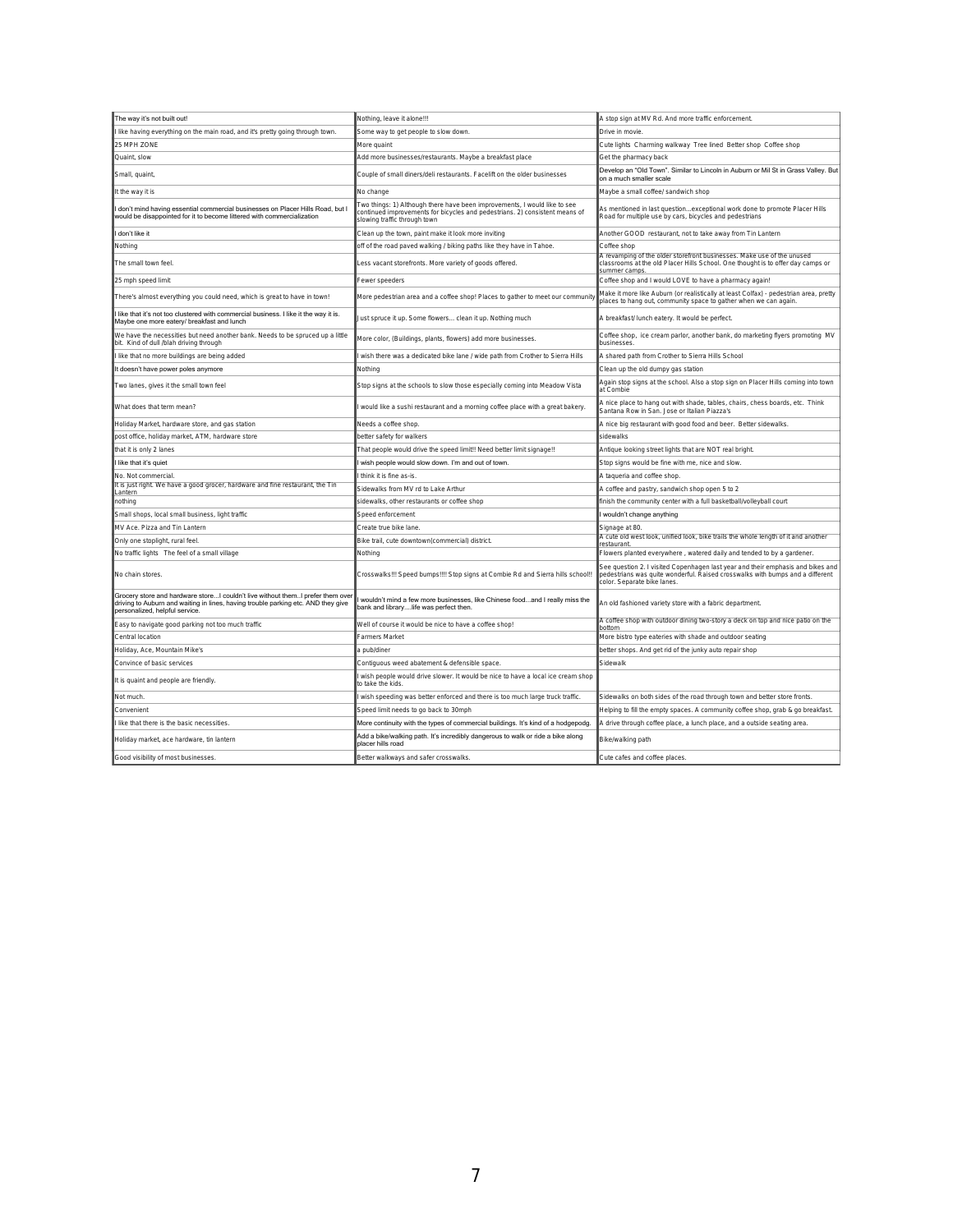| | | |
|---|---|---|
| The way it's not built out! | Nothing, leave it alone!!! | A stop sign at MV Rd. And more traffic enforcement. |
| I like having everything on the main road, and it's pretty going through town. | Some way to get people to slow down. | Drive in movie. |
| 25 MPH ZONE | More quaint | Cute lights  Charming walkway  Tree lined  Better shop  Coffee shop |
| Quaint, slow | Add more businesses/restaurants. Maybe a breakfast place | Get the pharmacy back |
| Small, quaint, | Couple of small diners/deli restaurants. Facelift on the older businesses | Develop an "Old Town". Similar to Lincoln in Auburn or Mil St in Grass Valley. But on a much smaller scale |
| It the way it is | No change | Maybe a small coffee/ sandwich shop |
| I don't mind having essential commercial businesses on Placer Hills Road, but I would be disappointed for it to become littered with commercialization | Two things: 1) Although there have been improvements, I would like to see continued improvements for bicycles and pedestrians. 2) consistent means of slowing traffic through town | As mentioned in last question...exceptional work done to promote Placer Hills Road for multiple use by cars, bicycles and pedestrians |
| I don't like it | Clean up the town, paint make it look more inviting | Another GOOD restaurant, not to take away from Tin Lantern |
| Nothing | off of the road paved walking / biking paths like they have in Tahoe. | Coffee shop |
| The small town feel. | Less vacant storefronts. More variety of goods offered. | A revamping of the older storefront businesses. Make use of the unused classrooms at the old Placer Hills School. One thought is to offer day camps or summer camps. |
| 25 mph speed limit | Fewer speeders | Coffee shop and I would LOVE to have a pharmacy again! |
| There's almost everything you could need, which is great to have in town! | More pedestrian area and a coffee shop! Places to gather to meet our community | Make it more like Auburn (or realistically at least Colfax) - pedestrian area, pretty places to hang out, community space to gather when we can again. |
| I like that it's not too clustered with commercial business. I like it the way it is. Maybe one more eatery/ breakfast and lunch | Just spruce it up. Some flowers... clean it up. Nothing much | A breakfast/ lunch eatery. It would be perfect. |
| We have the necessities but need another bank. Needs to be spruced up a little bit. Kind of dull /blah driving through | More color, (Buildings, plants, flowers) add more businesses. | Coffee shop, ice cream parlor, another bank, do marketing flyers promoting MV businesses. |
| I like that no more buildings are being added | I wish there was a dedicated bike lane / wide path from Crother to Sierra Hills | A shared path from Crother to Sierra Hills School |
| It doesn't have power poles anymore | Nothing | Clean up the old dumpy gas station |
| Two lanes, gives it the small town feel | Stop signs at the schools to slow those especially coming into Meadow Vista | Again stop signs at the school. Also a stop sign on Placer Hills coming into town at Combie |
| What does that term mean? | I would like a sushi restaurant and a morning coffee place with a great bakery. | A nice place to hang out with shade, tables, chairs, chess boards, etc. Think Santana Row in San. Jose or Italian Piazza's |
| Holiday Market, hardware store, and gas station | Needs a coffee shop. | A nice big restaurant with good food and beer. Better sidewalks. |
| post office, holiday market, ATM, hardware store | better safety for walkers | sidewalks |
| that it is only 2 lanes | That people would drive the speed limit!! Need better limit signage!! | Antique looking street lights that are NOT real bright. |
| I like that it's quiet | I wish people would slow down. I'm and out of town. | Stop signs would be fine with me, nice and slow. |
| No. Not commercial. | I think it is fine as-is. | A taqueria and coffee shop. |
| It is just right. We have a good grocer, hardware and fine restaurant, the Tin Lantern | Sidewalks from MV rd to Lake Arthur | A coffee and pastry, sandwich shop open 5 to 2 |
| nothing | sidewalks, other restaurants or coffee shop | finish the community center with a full basketball/volleyball court |
| Small shops, local small business, light traffic | Speed enforcement | I wouldn't change anything |
| MV Ace. Pizza and Tin Lantern | Create true bike lane. | Signage at 80. |
| Only one stoplight, rural feel. | Bike trail, cute downtown(commercial) district. | A cute old west look, unified look, bike trails the whole length of it and another restaurant. |
| No traffic lights   The feel of a small village | Nothing | Flowers planted everywhere , watered daily and tended to by a gardener. |
| No chain stores. | Crosswalks!!! Speed bumps!!!! Stop signs at Combie Rd and Sierra hills school!! | See question 2. I visited Copenhagen last year and their emphasis and bikes and pedestrians was quite wonderful. Raised crosswalks with bumps and a different color. Separate bike lanes. |
| Grocery store and hardware store...I couldn't live without them..I prefer them over driving to Auburn and waiting in lines, having trouble parking etc. AND they give personalized, helpful service. | I wouldn't mind a few more businesses, like Chinese food...and I really miss the bank and library....life was perfect then. | An old fashioned variety store with a fabric department. |
| Easy to navigate good parking not too much traffic | Well of course it would be nice to have a coffee shop! | A coffee shop with outdoor dining two-story a deck on top and nice patio on the bottom |
| Central location | Farmers Market | More bistro type eateries with shade and outdoor seating |
| Holiday, Ace, Mountain Mike's | a pub/diner | better shops. And get rid of the junky auto repair shop |
| Convince of basic services | Contiguous weed abatement & defensible space. | Sidewalk |
| It is quaint and people are friendly. | I wish people would drive slower. It would be nice to have a local ice cream shop to take the kids. | |
| Not much. | I wish speeding was better enforced and there is too much large truck traffic. | Sidewalks on both sides of the road through town and better store fronts. |
| Convenient | Speed limit needs to go back to 30mph | Helping to fill the empty spaces. A community coffee shop, grab & go breakfast. |
| I like that there is the basic necessities. | More continuity with the types of commercial buildings. It's kind of a hodgepodg. | A drive through coffee place, a lunch place, and a outside seating area. |
| Holiday market, ace hardware, tin lantern | Add a bike/walking path. It's incredibly dangerous to walk or ride a bike along placer hills road | Bike/walking path |
| Good visibility of most businesses. | Better walkways and safer crosswalks. | Cute cafes and coffee places. |